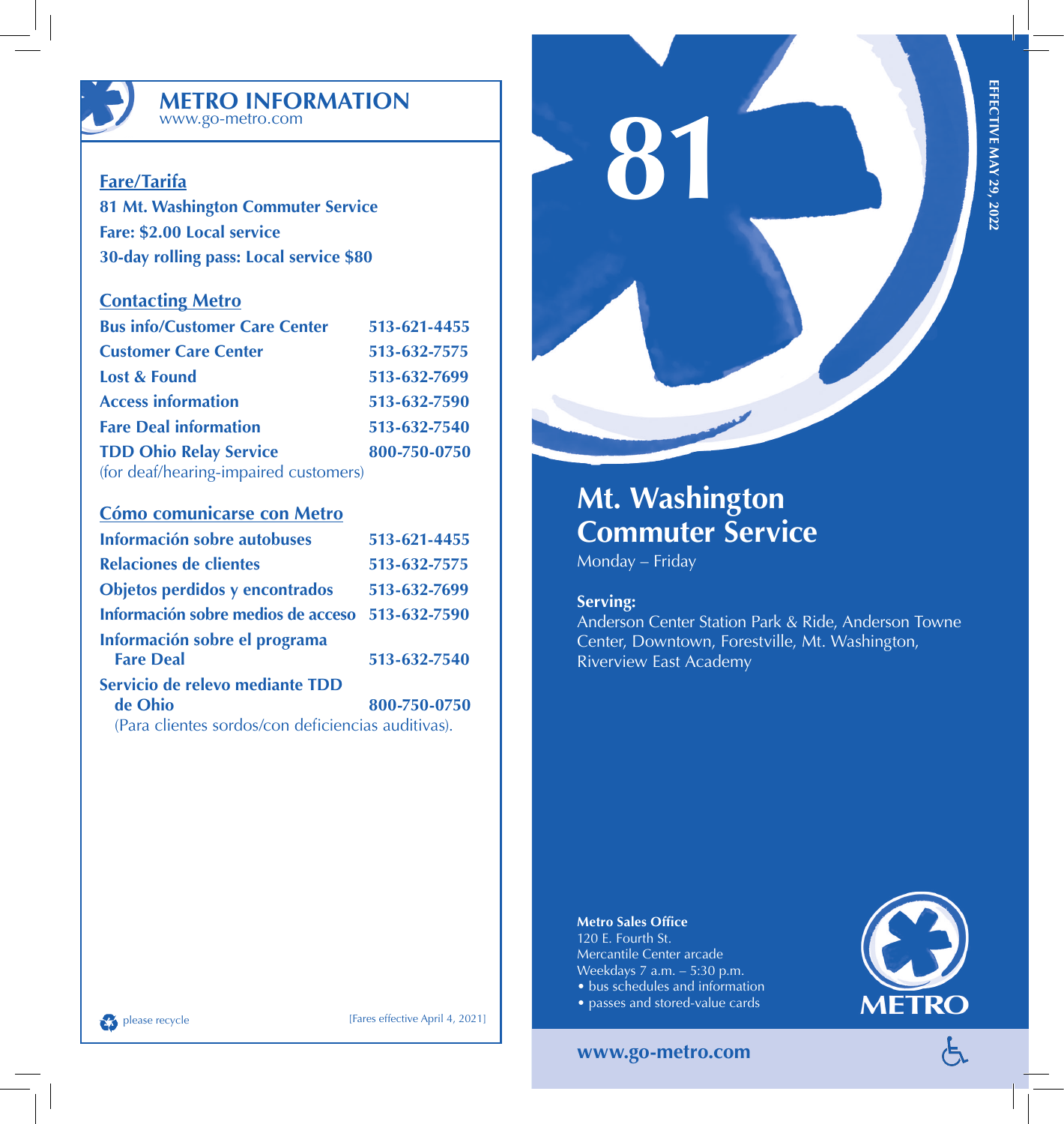# METRO INFORMATION

www.go-metro.com

## Fare/Tarifa

**81 Mt. Washington Commuter Service**
**Fare: $2.00 Local service**
**30-day rolling pass: Local service $80**

## Contacting Metro

| | |
|---|---|
| **Bus info/Customer Care Center** | **513-621-4455** |
| **Customer Care Center** | **513-632-7575** |
| **Lost & Found** | **513-632-7699** |
| **Access information** | **513-632-7590** |
| **Fare Deal information** | **513-632-7540** |
| **TDD Ohio Relay Service** | **800-750-0750** |

(for deaf/hearing-impaired customers)

## Cómo comunicarse con Metro

| | |
|---|---|
| **Información sobre autobuses** | **513-621-4455** |
| **Relaciones de clientes** | **513-632-7575** |
| **Objetos perdidos y encontrados** | **513-632-7699** |
| **Información sobre medios de acceso** | **513-632-7590** |
| **Información sobre el programa Fare Deal** | **513-632-7540** |
| **Servicio de relevo mediante TDD de Ohio** | **800-750-0750** |

(Para clientes sordos/con deficiencias auditivas).

please recycle

[Fares effective April 4, 2021]

# 81

**EFFECTIVE MAY 29, 2022**

# Mt. Washington Commuter Service

Monday – Friday

**Serving:**
Anderson Center Station Park & Ride, Anderson Towne Center, Downtown, Forestville, Mt. Washington, Riverview East Academy

**Metro Sales Office**
120 E. Fourth St.
Mercantile Center arcade
Weekdays 7 a.m. – 5:30 p.m.
- bus schedules and information
- passes and stored-value cards

METRO

**www.go-metro.com**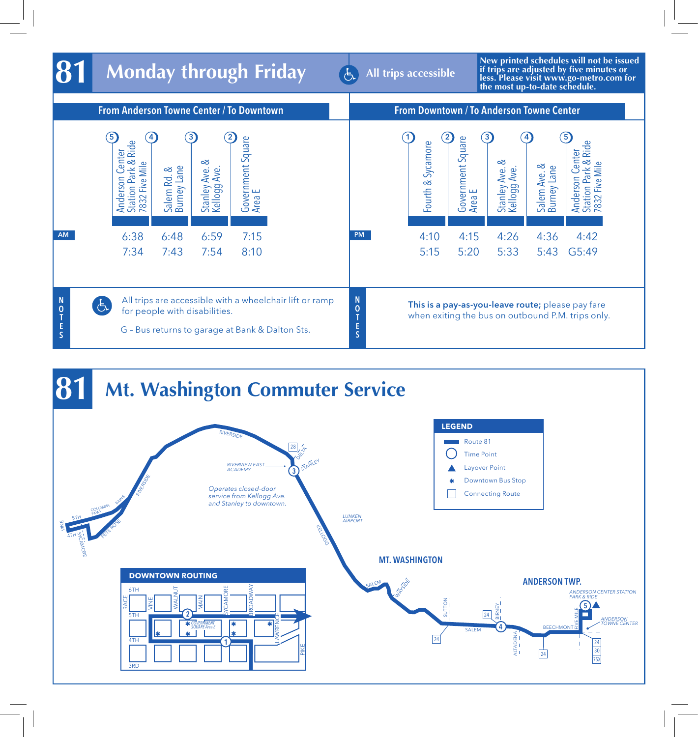# 81 Monday through Friday

All trips accessible

**New printed schedules will not be issued if trips are adjusted by five minutes or less. Please visit www.go-metro.com for the most up-to-date schedule.**

## From Anderson Towne Center / To Downtown

| | 5 Anderson Center Station Park & Ride 7832 Five Mile | 4 Salem Rd. & Burney Lane | 3 Stanley Ave. & Kellogg Ave. | 2 Government Square Area E |
|---|---|---|---|---|
| AM | 6:38 | 6:48 | 6:59 | 7:15 |
| | 7:34 | 7:43 | 7:54 | 8:10 |

**NOTES**

All trips are accessible with a wheelchair lift or ramp for people with disabilities.

G – Bus returns to garage at Bank & Dalton Sts.

## From Downtown / To Anderson Towne Center

| | 1 Fourth & Sycamore | 2 Government Square Area E | 3 Stanley Ave. & Kellogg Ave. | 4 Salem Ave. & Burney Lane | 5 Anderson Center Station Park & Ride 7832 Five Mile |
|---|---|---|---|---|---|
| PM | 4:10 | 4:15 | 4:26 | 4:36 | 4:42 |
| | 5:15 | 5:20 | 5:33 | 5:43 | G5:49 |

**NOTES**

**This is a pay-as-you-leave route;** please pay fare when exiting the bus on outbound P.M. trips only.

# 81 Mt. Washington Commuter Service

Operates closed-door service from Kellogg Ave. and Stanley to downtown.

RIVERSIDE, DELTA, STANLEY, RIVERVIEW EAST ACADEMY, LUNKEN AIRPORT, KELLOGG, COLUMBIA PKWY, BAINS, 5TH, 4TH, VINE, SYCAMORE, PETE ROSE, SALEM, WAYSIDE, SUTTON, BIRNEY, ALTADENA, BEECHMONT, FIVE MILE

MT. WASHINGTON

ANDERSON TWP.

ANDERSON CENTER STATION PARK & RIDE

ANDERSON TOWNE CENTER

28, 24, 30, 75X

**LEGEND**

- Route 81
- Time Point
- Layover Point
- Downtown Bus Stop
- Connecting Route

**DOWNTOWN ROUTING**

6TH, 5TH, 4TH, 3RD, RACE, VINE, WALNUT, MAIN, SYCAMORE, BROADWAY, LAWRENCE, PIKE, GOVERNMENT SQUARE Area E